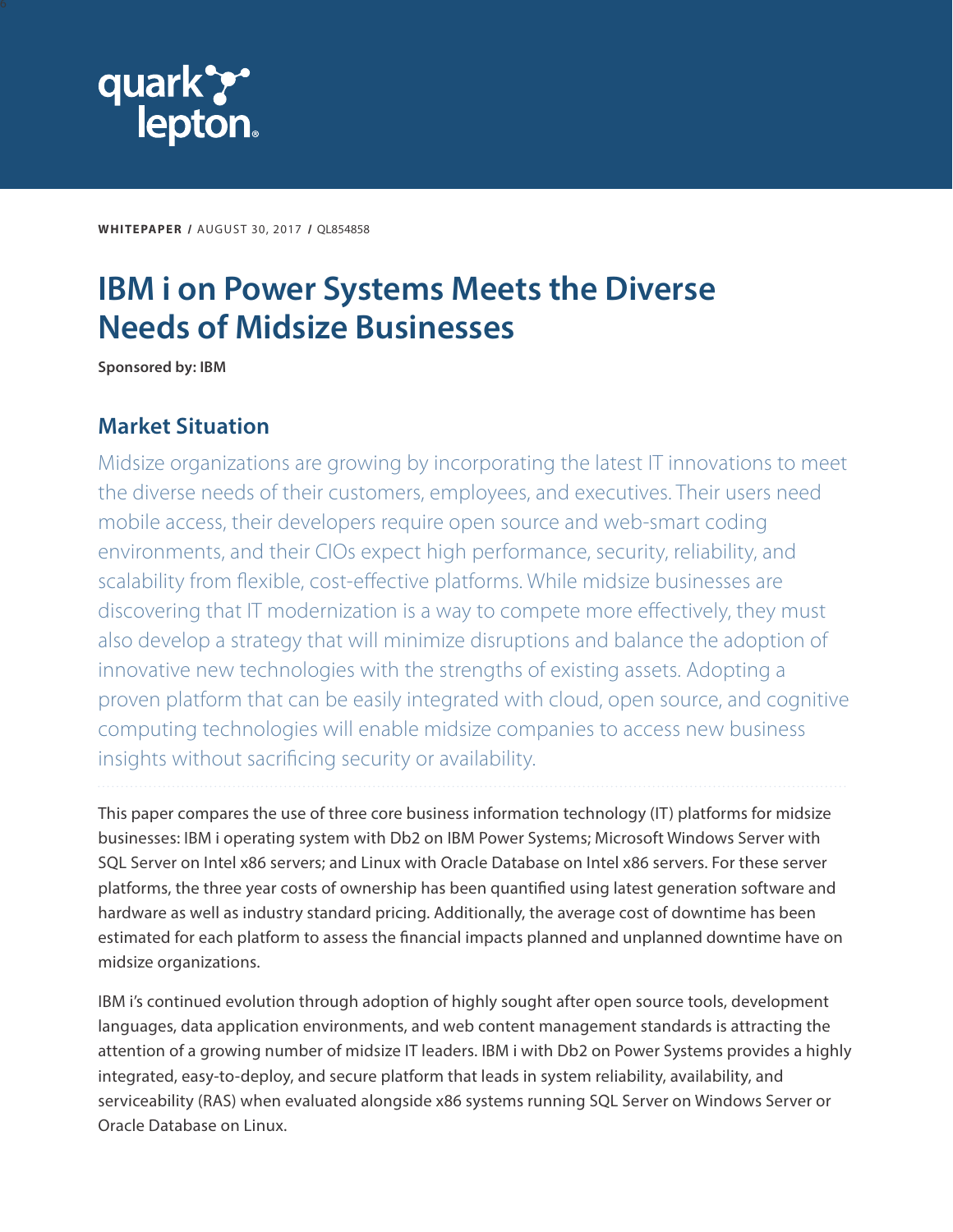quark lepton

**WHITEPAPER** / AUGUST 30, 2017 / QL854858

# IBM i on Power Systems Meets the Diverse Needs of Midsize Businesses

**Sponsored by: IBM**

## Market Situation

Midsize organizations are growing by incorporating the latest IT innovations to meet the diverse needs of their customers, employees, and executives. Their users need mobile access, their developers require open source and web-smart coding environments, and their CIOs expect high performance, security, reliability, and scalability from flexible, cost-effective platforms. While midsize businesses are discovering that IT modernization is a way to compete more effectively, they must also develop a strategy that will minimize disruptions and balance the adoption of innovative new technologies with the strengths of existing assets. Adopting a proven platform that can be easily integrated with cloud, open source, and cognitive computing technologies will enable midsize companies to access new business insights without sacrificing security or availability.

This paper compares the use of three core business information technology (IT) platforms for midsize businesses: IBM i operating system with Db2 on IBM Power Systems; Microsoft Windows Server with SQL Server on Intel x86 servers; and Linux with Oracle Database on Intel x86 servers. For these server platforms, the three year costs of ownership has been quantified using latest generation software and hardware as well as industry standard pricing. Additionally, the average cost of downtime has been estimated for each platform to assess the financial impacts planned and unplanned downtime have on midsize organizations.

IBM i's continued evolution through adoption of highly sought after open source tools, development languages, data application environments, and web content management standards is attracting the attention of a growing number of midsize IT leaders. IBM i with Db2 on Power Systems provides a highly integrated, easy-to-deploy, and secure platform that leads in system reliability, availability, and serviceability (RAS) when evaluated alongside x86 systems running SQL Server on Windows Server or Oracle Database on Linux.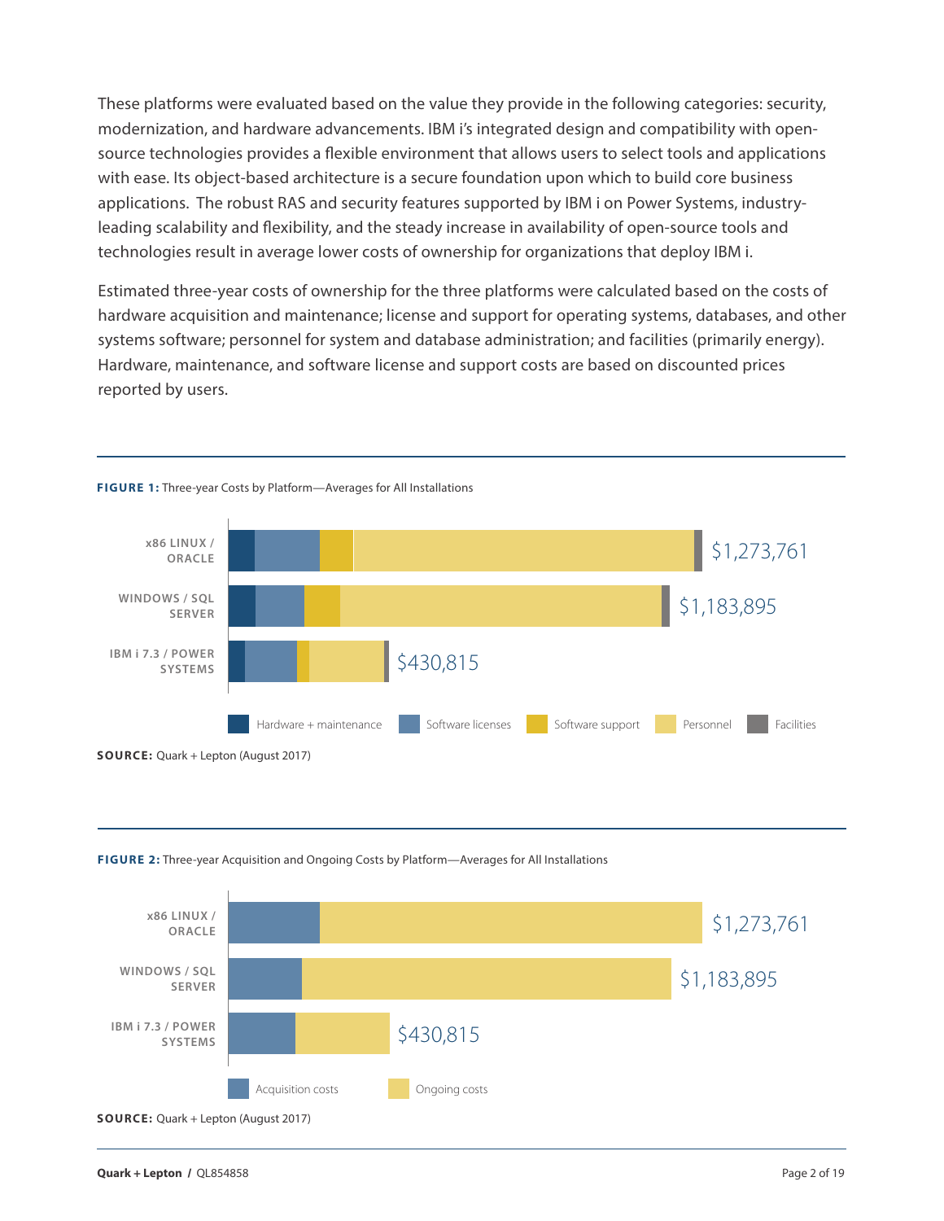These platforms were evaluated based on the value they provide in the following categories: security, modernization, and hardware advancements. IBM i's integrated design and compatibility with open-source technologies provides a flexible environment that allows users to select tools and applications with ease. Its object-based architecture is a secure foundation upon which to build core business applications. The robust RAS and security features supported by IBM i on Power Systems, industry-leading scalability and flexibility, and the steady increase in availability of open-source tools and technologies result in average lower costs of ownership for organizations that deploy IBM i.

Estimated three-year costs of ownership for the three platforms were calculated based on the costs of hardware acquisition and maintenance; license and support for operating systems, databases, and other systems software; personnel for system and database administration; and facilities (primarily energy). Hardware, maintenance, and software license and support costs are based on discounted prices reported by users.

**FIGURE 1:** Three-year Costs by Platform—Averages for All Installations

| Platform | Total |
|---|---|
| x86 LINUX / ORACLE | $1,273,761 |
| WINDOWS / SQL SERVER | $1,183,895 |
| IBM i 7.3 / POWER SYSTEMS | $430,815 |

Legend: Hardware + maintenance, Software licenses, Software support, Personnel, Facilities

**SOURCE:** Quark + Lepton (August 2017)

**FIGURE 2:** Three-year Acquisition and Ongoing Costs by Platform—Averages for All Installations

| Platform | Total |
|---|---|
| x86 LINUX / ORACLE | $1,273,761 |
| WINDOWS / SQL SERVER | $1,183,895 |
| IBM i 7.3 / POWER SYSTEMS | $430,815 |

Legend: Acquisition costs, Ongoing costs

**SOURCE:** Quark + Lepton (August 2017)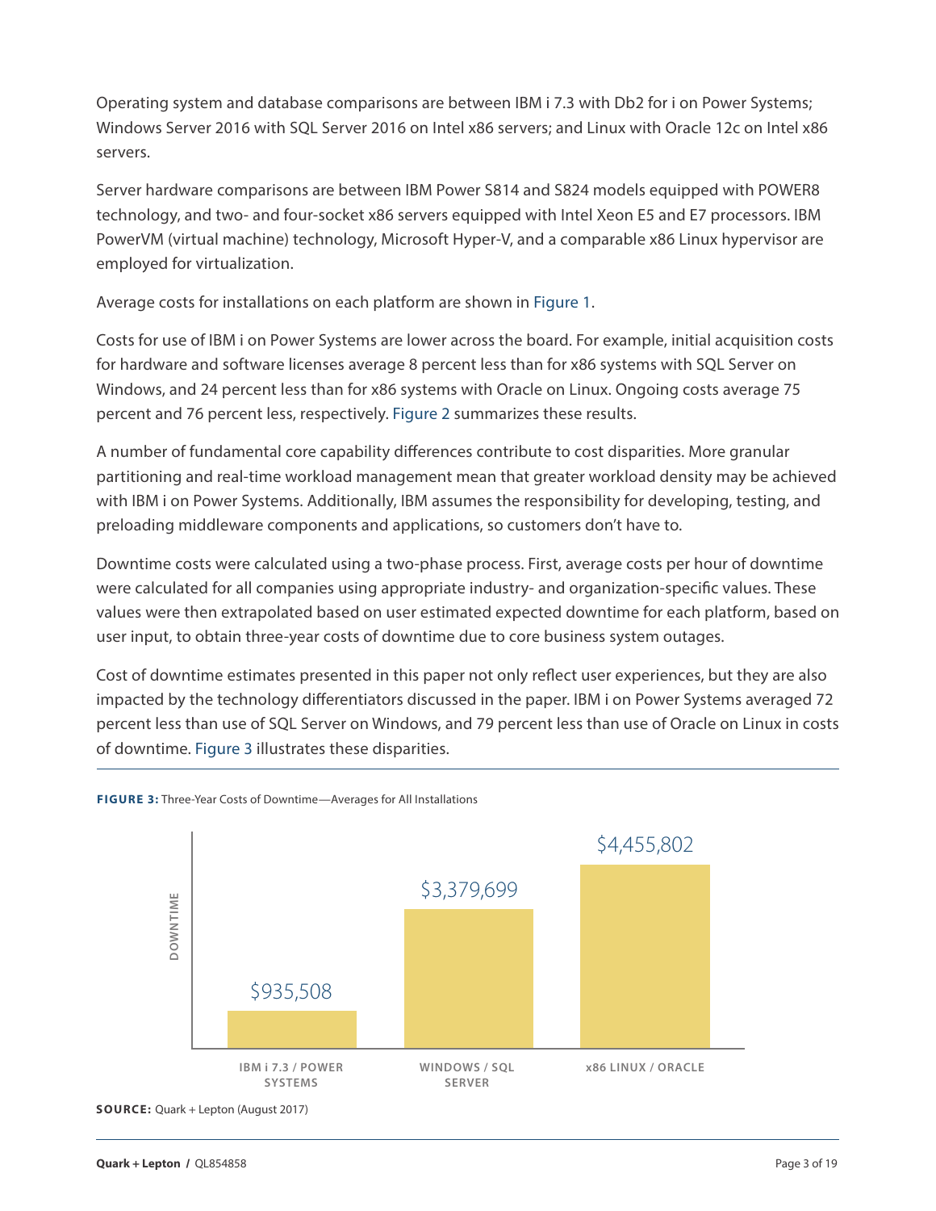Operating system and database comparisons are between IBM i 7.3 with Db2 for i on Power Systems; Windows Server 2016 with SQL Server 2016 on Intel x86 servers; and Linux with Oracle 12c on Intel x86 servers.

Server hardware comparisons are between IBM Power S814 and S824 models equipped with POWER8 technology, and two- and four-socket x86 servers equipped with Intel Xeon E5 and E7 processors. IBM PowerVM (virtual machine) technology, Microsoft Hyper-V, and a comparable x86 Linux hypervisor are employed for virtualization.

Average costs for installations on each platform are shown in Figure 1.

Costs for use of IBM i on Power Systems are lower across the board. For example, initial acquisition costs for hardware and software licenses average 8 percent less than for x86 systems with SQL Server on Windows, and 24 percent less than for x86 systems with Oracle on Linux. Ongoing costs average 75 percent and 76 percent less, respectively. Figure 2 summarizes these results.

A number of fundamental core capability differences contribute to cost disparities. More granular partitioning and real-time workload management mean that greater workload density may be achieved with IBM i on Power Systems. Additionally, IBM assumes the responsibility for developing, testing, and preloading middleware components and applications, so customers don't have to.

Downtime costs were calculated using a two-phase process. First, average costs per hour of downtime were calculated for all companies using appropriate industry- and organization-specific values. These values were then extrapolated based on user estimated expected downtime for each platform, based on user input, to obtain three-year costs of downtime due to core business system outages.

Cost of downtime estimates presented in this paper not only reflect user experiences, but they are also impacted by the technology differentiators discussed in the paper. IBM i on Power Systems averaged 72 percent less than use of SQL Server on Windows, and 79 percent less than use of Oracle on Linux in costs of downtime. Figure 3 illustrates these disparities.

**FIGURE 3:** Three-Year Costs of Downtime—Averages for All Installations

| Platform | Downtime |
|---|---|
| IBM i 7.3 / POWER SYSTEMS | $935,508 |
| WINDOWS / SQL SERVER | $3,379,699 |
| x86 LINUX / ORACLE | $4,455,802 |

**SOURCE:** Quark + Lepton (August 2017)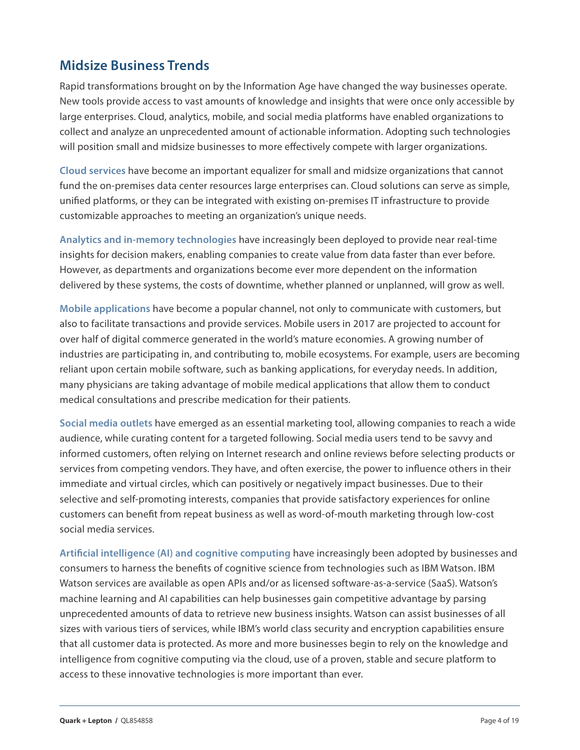## Midsize Business Trends

Rapid transformations brought on by the Information Age have changed the way businesses operate. New tools provide access to vast amounts of knowledge and insights that were once only accessible by large enterprises. Cloud, analytics, mobile, and social media platforms have enabled organizations to collect and analyze an unprecedented amount of actionable information. Adopting such technologies will position small and midsize businesses to more effectively compete with larger organizations.

**Cloud services** have become an important equalizer for small and midsize organizations that cannot fund the on-premises data center resources large enterprises can. Cloud solutions can serve as simple, unified platforms, or they can be integrated with existing on-premises IT infrastructure to provide customizable approaches to meeting an organization's unique needs.

**Analytics and in-memory technologies** have increasingly been deployed to provide near real-time insights for decision makers, enabling companies to create value from data faster than ever before. However, as departments and organizations become ever more dependent on the information delivered by these systems, the costs of downtime, whether planned or unplanned, will grow as well.

**Mobile applications** have become a popular channel, not only to communicate with customers, but also to facilitate transactions and provide services. Mobile users in 2017 are projected to account for over half of digital commerce generated in the world's mature economies. A growing number of industries are participating in, and contributing to, mobile ecosystems. For example, users are becoming reliant upon certain mobile software, such as banking applications, for everyday needs. In addition, many physicians are taking advantage of mobile medical applications that allow them to conduct medical consultations and prescribe medication for their patients.

**Social media outlets** have emerged as an essential marketing tool, allowing companies to reach a wide audience, while curating content for a targeted following. Social media users tend to be savvy and informed customers, often relying on Internet research and online reviews before selecting products or services from competing vendors. They have, and often exercise, the power to influence others in their immediate and virtual circles, which can positively or negatively impact businesses. Due to their selective and self-promoting interests, companies that provide satisfactory experiences for online customers can benefit from repeat business as well as word-of-mouth marketing through low-cost social media services.

**Artificial intelligence (AI) and cognitive computing** have increasingly been adopted by businesses and consumers to harness the benefits of cognitive science from technologies such as IBM Watson. IBM Watson services are available as open APIs and/or as licensed software-as-a-service (SaaS). Watson's machine learning and AI capabilities can help businesses gain competitive advantage by parsing unprecedented amounts of data to retrieve new business insights. Watson can assist businesses of all sizes with various tiers of services, while IBM's world class security and encryption capabilities ensure that all customer data is protected. As more and more businesses begin to rely on the knowledge and intelligence from cognitive computing via the cloud, use of a proven, stable and secure platform to access to these innovative technologies is more important than ever.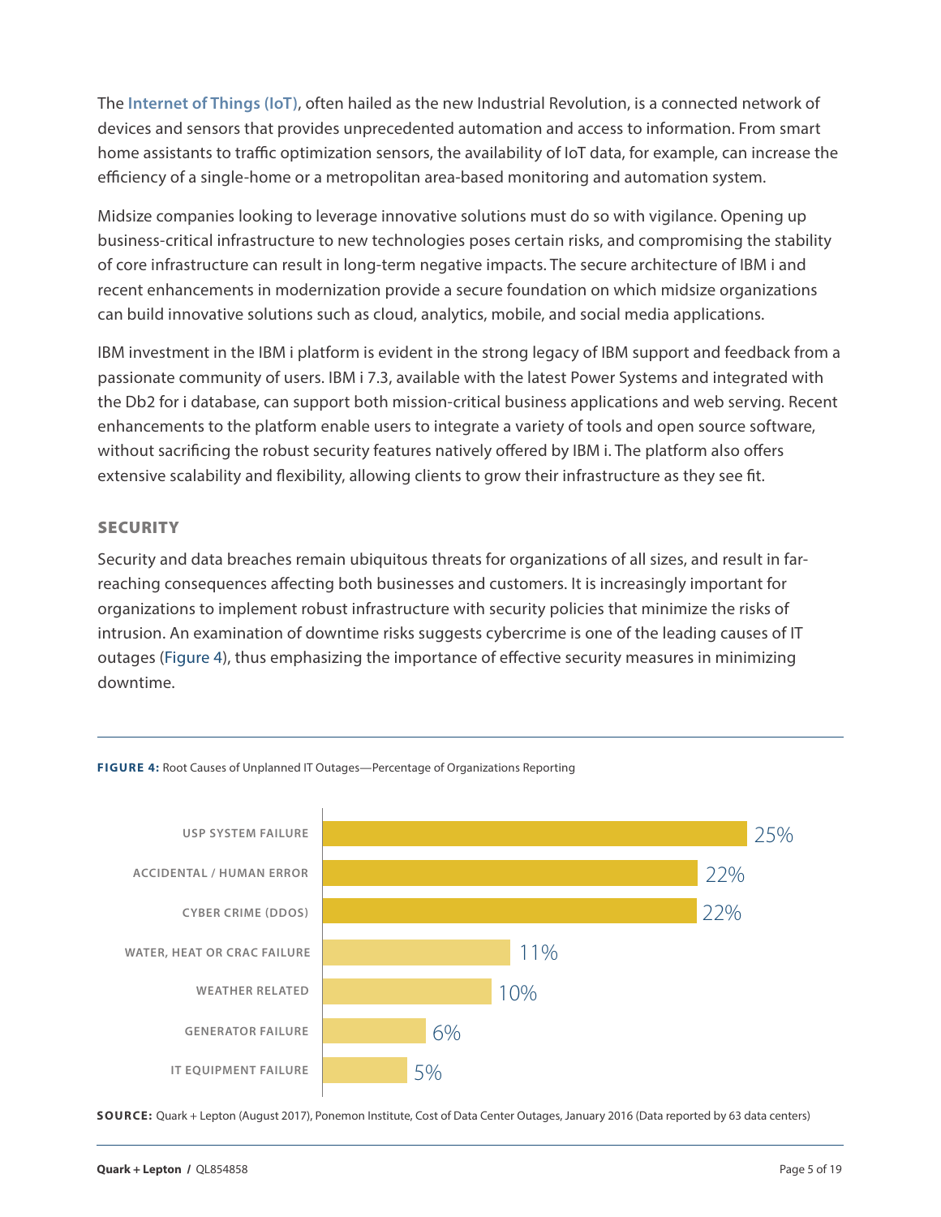The **Internet of Things (IoT)**, often hailed as the new Industrial Revolution, is a connected network of devices and sensors that provides unprecedented automation and access to information. From smart home assistants to traffic optimization sensors, the availability of IoT data, for example, can increase the efficiency of a single-home or a metropolitan area-based monitoring and automation system.

Midsize companies looking to leverage innovative solutions must do so with vigilance. Opening up business-critical infrastructure to new technologies poses certain risks, and compromising the stability of core infrastructure can result in long-term negative impacts. The secure architecture of IBM i and recent enhancements in modernization provide a secure foundation on which midsize organizations can build innovative solutions such as cloud, analytics, mobile, and social media applications.

IBM investment in the IBM i platform is evident in the strong legacy of IBM support and feedback from a passionate community of users. IBM i 7.3, available with the latest Power Systems and integrated with the Db2 for i database, can support both mission-critical business applications and web serving. Recent enhancements to the platform enable users to integrate a variety of tools and open source software, without sacrificing the robust security features natively offered by IBM i. The platform also offers extensive scalability and flexibility, allowing clients to grow their infrastructure as they see fit.

## SECURITY

Security and data breaches remain ubiquitous threats for organizations of all sizes, and result in far-reaching consequences affecting both businesses and customers. It is increasingly important for organizations to implement robust infrastructure with security policies that minimize the risks of intrusion. An examination of downtime risks suggests cybercrime is one of the leading causes of IT outages (Figure 4), thus emphasizing the importance of effective security measures in minimizing downtime.

**FIGURE 4:** Root Causes of Unplanned IT Outages—Percentage of Organizations Reporting

| Root Cause | Percentage |
|---|---|
| USP SYSTEM FAILURE | 25% |
| ACCIDENTAL / HUMAN ERROR | 22% |
| CYBER CRIME (DDOS) | 22% |
| WATER, HEAT OR CRAC FAILURE | 11% |
| WEATHER RELATED | 10% |
| GENERATOR FAILURE | 6% |
| IT EQUIPMENT FAILURE | 5% |

**SOURCE:** Quark + Lepton (August 2017), Ponemon Institute, Cost of Data Center Outages, January 2016 (Data reported by 63 data centers)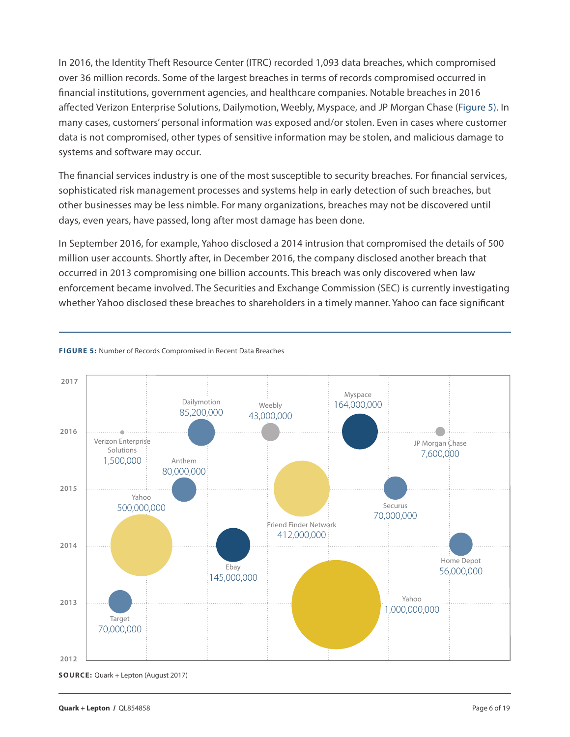In 2016, the Identity Theft Resource Center (ITRC) recorded 1,093 data breaches, which compromised over 36 million records. Some of the largest breaches in terms of records compromised occurred in financial institutions, government agencies, and healthcare companies. Notable breaches in 2016 affected Verizon Enterprise Solutions, Dailymotion, Weebly, Myspace, and JP Morgan Chase (Figure 5). In many cases, customers' personal information was exposed and/or stolen. Even in cases where customer data is not compromised, other types of sensitive information may be stolen, and malicious damage to systems and software may occur.

The financial services industry is one of the most susceptible to security breaches. For financial services, sophisticated risk management processes and systems help in early detection of such breaches, but other businesses may be less nimble. For many organizations, breaches may not be discovered until days, even years, have passed, long after most damage has been done.

In September 2016, for example, Yahoo disclosed a 2014 intrusion that compromised the details of 500 million user accounts. Shortly after, in December 2016, the company disclosed another breach that occurred in 2013 compromising one billion accounts. This breach was only discovered when law enforcement became involved. The Securities and Exchange Commission (SEC) is currently investigating whether Yahoo disclosed these breaches to shareholders in a timely manner. Yahoo can face significant

**FIGURE 5:** Number of Records Compromised in Recent Data Breaches

| Year | Company | Records Compromised |
|---|---|---|
| 2016 | Verizon Enterprise Solutions | 1,500,000 |
| 2016 | Dailymotion | 85,200,000 |
| 2016 | Weebly | 43,000,000 |
| 2016 | Myspace | 164,000,000 |
| 2016 | JP Morgan Chase | 7,600,000 |
| 2015 | Anthem | 80,000,000 |
| 2015 | Friend Finder Network | 412,000,000 |
| 2015 | Securus | 70,000,000 |
| 2014 | Yahoo | 500,000,000 |
| 2014 | Ebay | 145,000,000 |
| 2014 | Home Depot | 56,000,000 |
| 2013 | Target | 70,000,000 |
| 2013 | Yahoo | 1,000,000,000 |

**SOURCE:** Quark + Lepton (August 2017)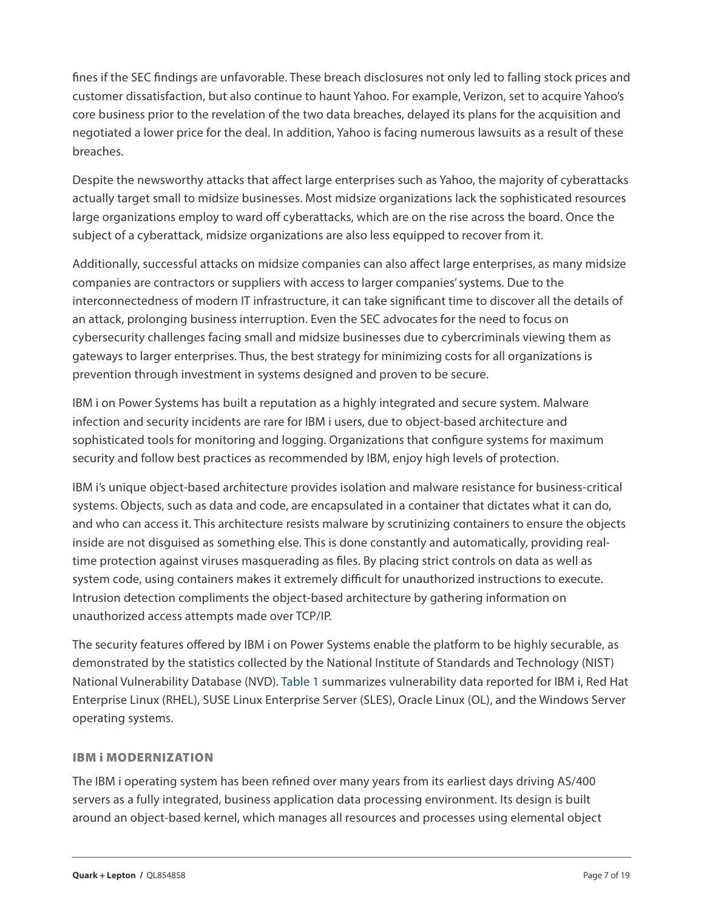fines if the SEC findings are unfavorable. These breach disclosures not only led to falling stock prices and customer dissatisfaction, but also continue to haunt Yahoo. For example, Verizon, set to acquire Yahoo's core business prior to the revelation of the two data breaches, delayed its plans for the acquisition and negotiated a lower price for the deal. In addition, Yahoo is facing numerous lawsuits as a result of these breaches.

Despite the newsworthy attacks that affect large enterprises such as Yahoo, the majority of cyberattacks actually target small to midsize businesses. Most midsize organizations lack the sophisticated resources large organizations employ to ward off cyberattacks, which are on the rise across the board. Once the subject of a cyberattack, midsize organizations are also less equipped to recover from it.

Additionally, successful attacks on midsize companies can also affect large enterprises, as many midsize companies are contractors or suppliers with access to larger companies' systems. Due to the interconnectedness of modern IT infrastructure, it can take significant time to discover all the details of an attack, prolonging business interruption. Even the SEC advocates for the need to focus on cybersecurity challenges facing small and midsize businesses due to cybercriminals viewing them as gateways to larger enterprises. Thus, the best strategy for minimizing costs for all organizations is prevention through investment in systems designed and proven to be secure.

IBM i on Power Systems has built a reputation as a highly integrated and secure system. Malware infection and security incidents are rare for IBM i users, due to object-based architecture and sophisticated tools for monitoring and logging. Organizations that configure systems for maximum security and follow best practices as recommended by IBM, enjoy high levels of protection.

IBM i's unique object-based architecture provides isolation and malware resistance for business-critical systems. Objects, such as data and code, are encapsulated in a container that dictates what it can do, and who can access it. This architecture resists malware by scrutinizing containers to ensure the objects inside are not disguised as something else. This is done constantly and automatically, providing real-time protection against viruses masquerading as files. By placing strict controls on data as well as system code, using containers makes it extremely difficult for unauthorized instructions to execute. Intrusion detection compliments the object-based architecture by gathering information on unauthorized access attempts made over TCP/IP.

The security features offered by IBM i on Power Systems enable the platform to be highly securable, as demonstrated by the statistics collected by the National Institute of Standards and Technology (NIST) National Vulnerability Database (NVD). Table 1 summarizes vulnerability data reported for IBM i, Red Hat Enterprise Linux (RHEL), SUSE Linux Enterprise Server (SLES), Oracle Linux (OL), and the Windows Server operating systems.

## IBM i MODERNIZATION

The IBM i operating system has been refined over many years from its earliest days driving AS/400 servers as a fully integrated, business application data processing environment. Its design is built around an object-based kernel, which manages all resources and processes using elemental object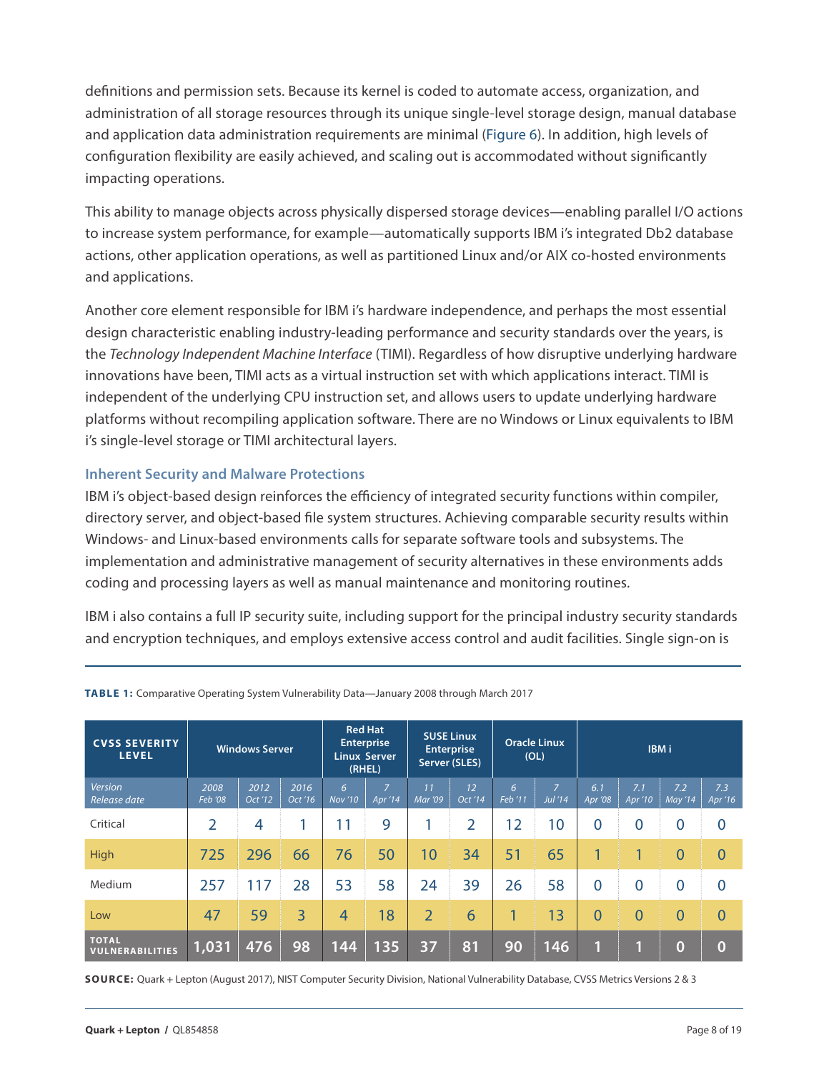definitions and permission sets. Because its kernel is coded to automate access, organization, and administration of all storage resources through its unique single-level storage design, manual database and application data administration requirements are minimal (Figure 6). In addition, high levels of configuration flexibility are easily achieved, and scaling out is accommodated without significantly impacting operations.

This ability to manage objects across physically dispersed storage devices—enabling parallel I/O actions to increase system performance, for example—automatically supports IBM i's integrated Db2 database actions, other application operations, as well as partitioned Linux and/or AIX co-hosted environments and applications.

Another core element responsible for IBM i's hardware independence, and perhaps the most essential design characteristic enabling industry-leading performance and security standards over the years, is the *Technology Independent Machine Interface* (TIMI). Regardless of how disruptive underlying hardware innovations have been, TIMI acts as a virtual instruction set with which applications interact. TIMI is independent of the underlying CPU instruction set, and allows users to update underlying hardware platforms without recompiling application software. There are no Windows or Linux equivalents to IBM i's single-level storage or TIMI architectural layers.

### Inherent Security and Malware Protections

IBM i's object-based design reinforces the efficiency of integrated security functions within compiler, directory server, and object-based file system structures. Achieving comparable security results within Windows- and Linux-based environments calls for separate software tools and subsystems. The implementation and administrative management of security alternatives in these environments adds coding and processing layers as well as manual maintenance and monitoring routines.

IBM i also contains a full IP security suite, including support for the principal industry security standards and encryption techniques, and employs extensive access control and audit facilities. Single sign-on is

**TABLE 1:** Comparative Operating System Vulnerability Data—January 2008 through March 2017

| CVSS SEVERITY LEVEL | Windows Server | | | Red Hat Enterprise Linux Server (RHEL) | | SUSE Linux Enterprise Server (SLES) | | Oracle Linux (OL) | | IBM i | | | |
|---|---|---|---|---|---|---|---|---|---|---|---|---|---|
| *Version Release date* | *2008 Feb '08* | *2012 Oct '12* | *2016 Oct '16* | *6 Nov '10* | *7 Apr '14* | *11 Mar '09* | *12 Oct '14* | *6 Feb '11* | *7 Jul '14* | *6.1 Apr '08* | *7.1 Apr '10* | *7.2 May '14* | *7.3 Apr '16* |
| Critical | 2 | 4 | 1 | 11 | 9 | 1 | 2 | 12 | 10 | 0 | 0 | 0 | 0 |
| High | 725 | 296 | 66 | 76 | 50 | 10 | 34 | 51 | 65 | 1 | 1 | 0 | 0 |
| Medium | 257 | 117 | 28 | 53 | 58 | 24 | 39 | 26 | 58 | 0 | 0 | 0 | 0 |
| Low | 47 | 59 | 3 | 4 | 18 | 2 | 6 | 1 | 13 | 0 | 0 | 0 | 0 |
| **TOTAL VULNERABILITIES** | **1,031** | **476** | **98** | **144** | **135** | **37** | **81** | **90** | **146** | **1** | **1** | **0** | **0** |

**SOURCE:** Quark + Lepton (August 2017), NIST Computer Security Division, National Vulnerability Database, CVSS Metrics Versions 2 & 3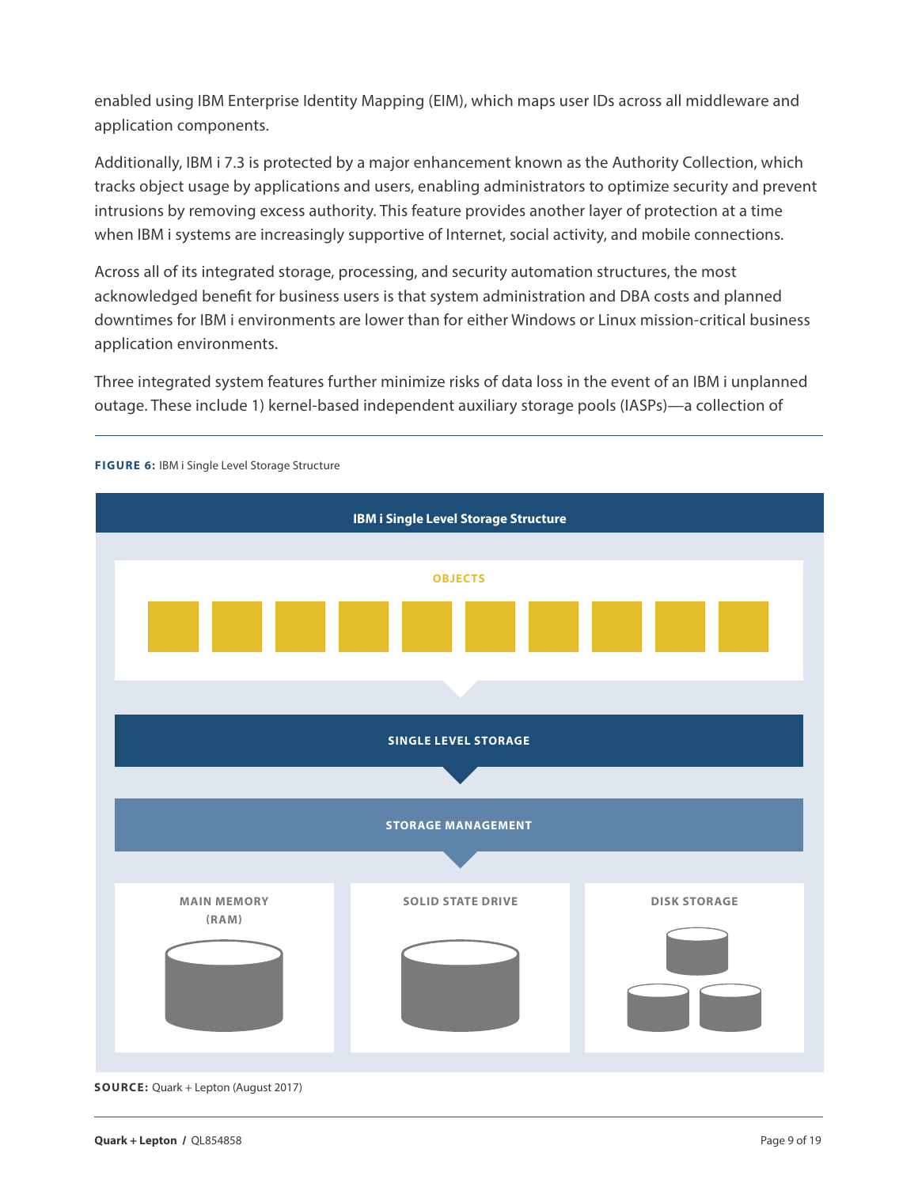enabled using IBM Enterprise Identity Mapping (EIM), which maps user IDs across all middleware and application components.

Additionally, IBM i 7.3 is protected by a major enhancement known as the Authority Collection, which tracks object usage by applications and users, enabling administrators to optimize security and prevent intrusions by removing excess authority. This feature provides another layer of protection at a time when IBM i systems are increasingly supportive of Internet, social activity, and mobile connections.

Across all of its integrated storage, processing, and security automation structures, the most acknowledged benefit for business users is that system administration and DBA costs and planned downtimes for IBM i environments are lower than for either Windows or Linux mission-critical business application environments.

Three integrated system features further minimize risks of data loss in the event of an IBM i unplanned outage. These include 1) kernel-based independent auxiliary storage pools (IASPs)—a collection of

**FIGURE 6:** IBM i Single Level Storage Structure

**IBM i Single Level Storage Structure**

OBJECTS

SINGLE LEVEL STORAGE

STORAGE MANAGEMENT

MAIN MEMORY (RAM) | SOLID STATE DRIVE | DISK STORAGE

**SOURCE:** Quark + Lepton (August 2017)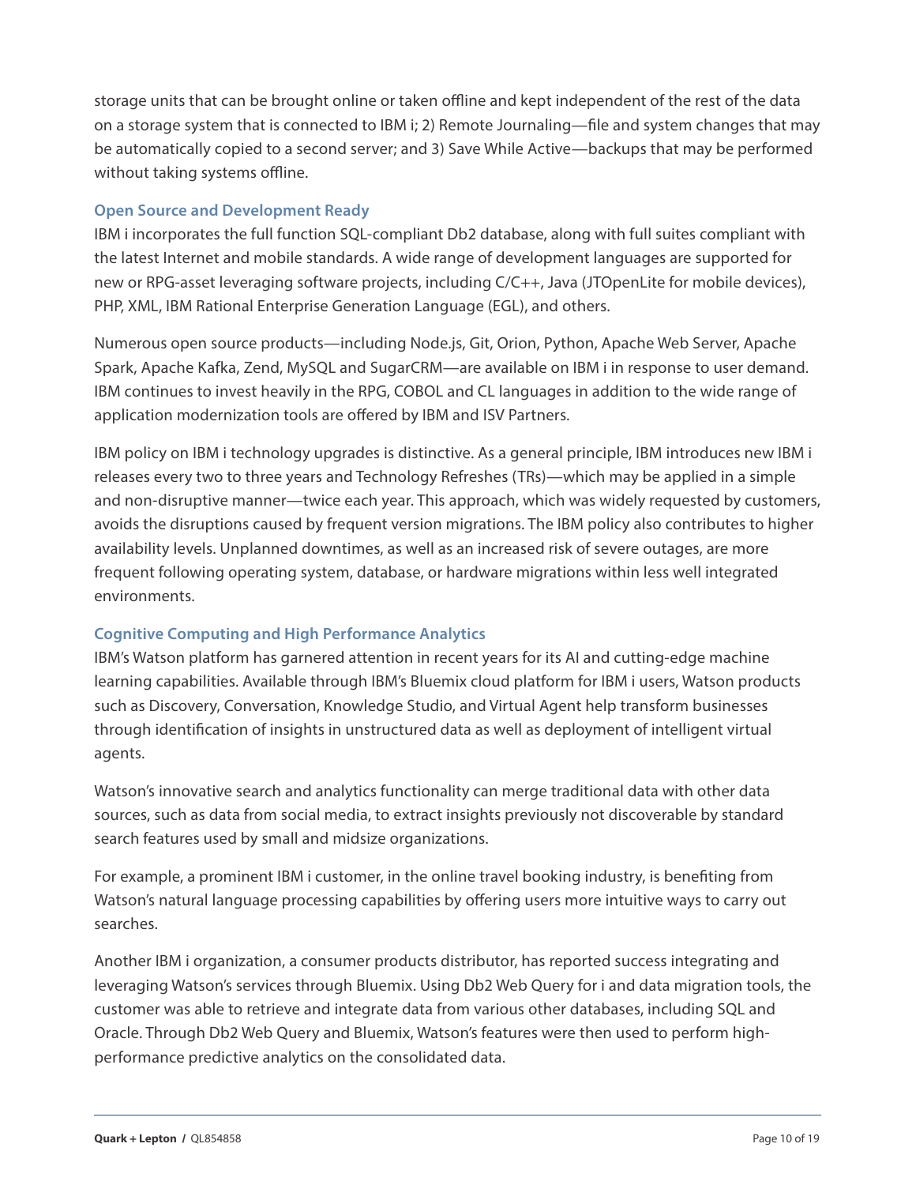storage units that can be brought online or taken offline and kept independent of the rest of the data on a storage system that is connected to IBM i; 2) Remote Journaling—file and system changes that may be automatically copied to a second server; and 3) Save While Active—backups that may be performed without taking systems offline.

### Open Source and Development Ready

IBM i incorporates the full function SQL-compliant Db2 database, along with full suites compliant with the latest Internet and mobile standards. A wide range of development languages are supported for new or RPG-asset leveraging software projects, including C/C++, Java (JTOpenLite for mobile devices), PHP, XML, IBM Rational Enterprise Generation Language (EGL), and others.

Numerous open source products—including Node.js, Git, Orion, Python, Apache Web Server, Apache Spark, Apache Kafka, Zend, MySQL and SugarCRM—are available on IBM i in response to user demand. IBM continues to invest heavily in the RPG, COBOL and CL languages in addition to the wide range of application modernization tools are offered by IBM and ISV Partners.

IBM policy on IBM i technology upgrades is distinctive. As a general principle, IBM introduces new IBM i releases every two to three years and Technology Refreshes (TRs)—which may be applied in a simple and non-disruptive manner—twice each year. This approach, which was widely requested by customers, avoids the disruptions caused by frequent version migrations. The IBM policy also contributes to higher availability levels. Unplanned downtimes, as well as an increased risk of severe outages, are more frequent following operating system, database, or hardware migrations within less well integrated environments.

### Cognitive Computing and High Performance Analytics

IBM's Watson platform has garnered attention in recent years for its AI and cutting-edge machine learning capabilities. Available through IBM's Bluemix cloud platform for IBM i users, Watson products such as Discovery, Conversation, Knowledge Studio, and Virtual Agent help transform businesses through identification of insights in unstructured data as well as deployment of intelligent virtual agents.

Watson's innovative search and analytics functionality can merge traditional data with other data sources, such as data from social media, to extract insights previously not discoverable by standard search features used by small and midsize organizations.

For example, a prominent IBM i customer, in the online travel booking industry, is benefiting from Watson's natural language processing capabilities by offering users more intuitive ways to carry out searches.

Another IBM i organization, a consumer products distributor, has reported success integrating and leveraging Watson's services through Bluemix. Using Db2 Web Query for i and data migration tools, the customer was able to retrieve and integrate data from various other databases, including SQL and Oracle. Through Db2 Web Query and Bluemix, Watson's features were then used to perform high-performance predictive analytics on the consolidated data.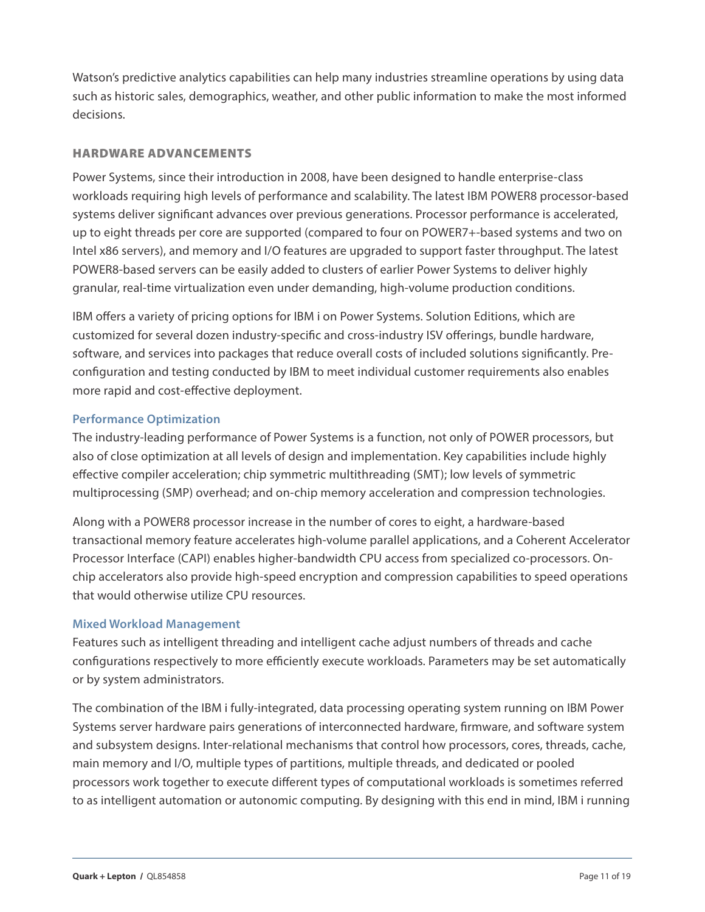Watson's predictive analytics capabilities can help many industries streamline operations by using data such as historic sales, demographics, weather, and other public information to make the most informed decisions.

## HARDWARE ADVANCEMENTS

Power Systems, since their introduction in 2008, have been designed to handle enterprise-class workloads requiring high levels of performance and scalability. The latest IBM POWER8 processor-based systems deliver significant advances over previous generations. Processor performance is accelerated, up to eight threads per core are supported (compared to four on POWER7+-based systems and two on Intel x86 servers), and memory and I/O features are upgraded to support faster throughput. The latest POWER8-based servers can be easily added to clusters of earlier Power Systems to deliver highly granular, real-time virtualization even under demanding, high-volume production conditions.

IBM offers a variety of pricing options for IBM i on Power Systems. Solution Editions, which are customized for several dozen industry-specific and cross-industry ISV offerings, bundle hardware, software, and services into packages that reduce overall costs of included solutions significantly. Pre-configuration and testing conducted by IBM to meet individual customer requirements also enables more rapid and cost-effective deployment.

### Performance Optimization

The industry-leading performance of Power Systems is a function, not only of POWER processors, but also of close optimization at all levels of design and implementation. Key capabilities include highly effective compiler acceleration; chip symmetric multithreading (SMT); low levels of symmetric multiprocessing (SMP) overhead; and on-chip memory acceleration and compression technologies.

Along with a POWER8 processor increase in the number of cores to eight, a hardware-based transactional memory feature accelerates high-volume parallel applications, and a Coherent Accelerator Processor Interface (CAPI) enables higher-bandwidth CPU access from specialized co-processors. On-chip accelerators also provide high-speed encryption and compression capabilities to speed operations that would otherwise utilize CPU resources.

### Mixed Workload Management

Features such as intelligent threading and intelligent cache adjust numbers of threads and cache configurations respectively to more efficiently execute workloads. Parameters may be set automatically or by system administrators.

The combination of the IBM i fully-integrated, data processing operating system running on IBM Power Systems server hardware pairs generations of interconnected hardware, firmware, and software system and subsystem designs. Inter-relational mechanisms that control how processors, cores, threads, cache, main memory and I/O, multiple types of partitions, multiple threads, and dedicated or pooled processors work together to execute different types of computational workloads is sometimes referred to as intelligent automation or autonomic computing. By designing with this end in mind, IBM i running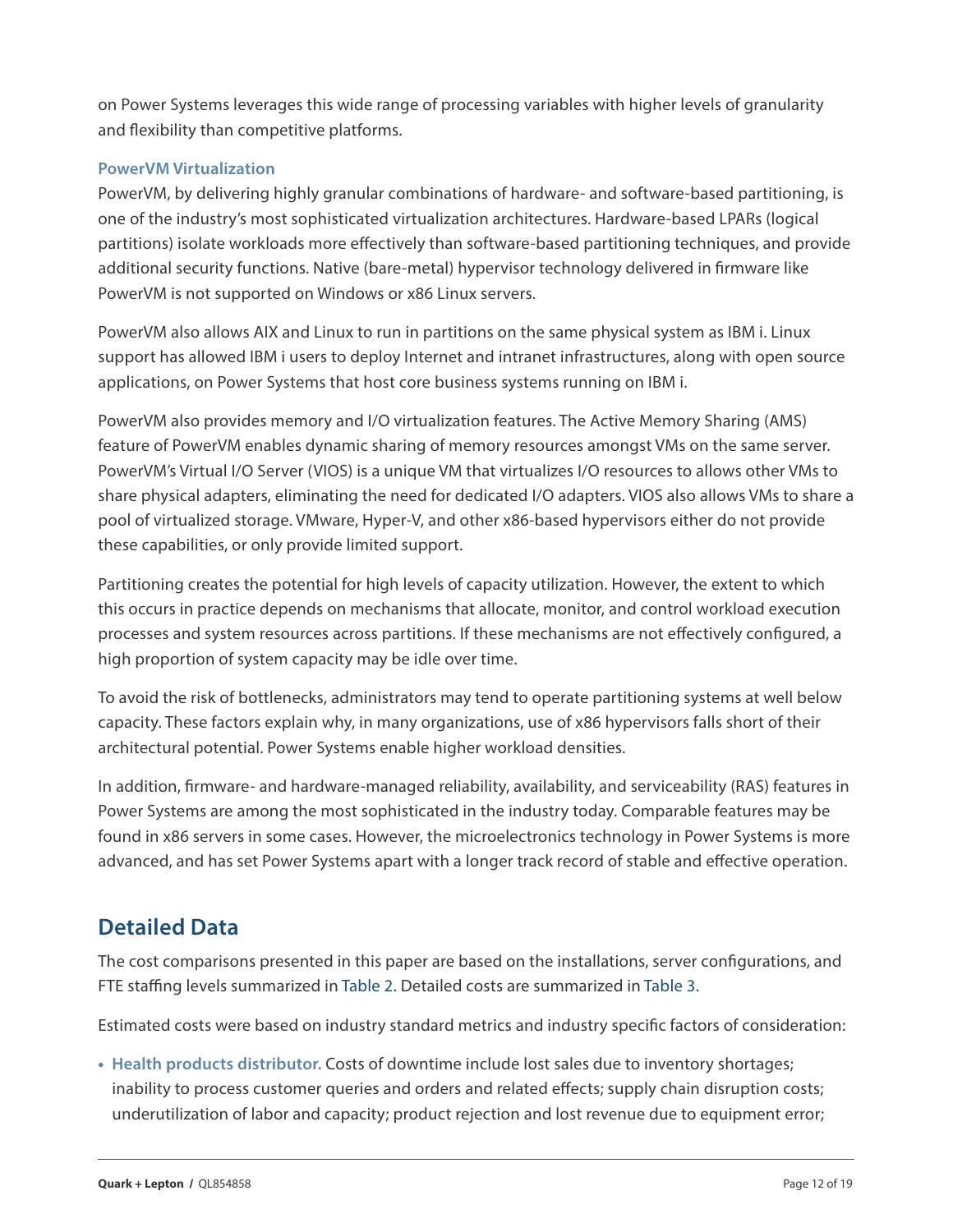on Power Systems leverages this wide range of processing variables with higher levels of granularity and flexibility than competitive platforms.

### PowerVM Virtualization

PowerVM, by delivering highly granular combinations of hardware- and software-based partitioning, is one of the industry's most sophisticated virtualization architectures. Hardware-based LPARs (logical partitions) isolate workloads more effectively than software-based partitioning techniques, and provide additional security functions. Native (bare-metal) hypervisor technology delivered in firmware like PowerVM is not supported on Windows or x86 Linux servers.

PowerVM also allows AIX and Linux to run in partitions on the same physical system as IBM i. Linux support has allowed IBM i users to deploy Internet and intranet infrastructures, along with open source applications, on Power Systems that host core business systems running on IBM i.

PowerVM also provides memory and I/O virtualization features. The Active Memory Sharing (AMS) feature of PowerVM enables dynamic sharing of memory resources amongst VMs on the same server. PowerVM's Virtual I/O Server (VIOS) is a unique VM that virtualizes I/O resources to allows other VMs to share physical adapters, eliminating the need for dedicated I/O adapters. VIOS also allows VMs to share a pool of virtualized storage. VMware, Hyper-V, and other x86-based hypervisors either do not provide these capabilities, or only provide limited support.

Partitioning creates the potential for high levels of capacity utilization. However, the extent to which this occurs in practice depends on mechanisms that allocate, monitor, and control workload execution processes and system resources across partitions. If these mechanisms are not effectively configured, a high proportion of system capacity may be idle over time.

To avoid the risk of bottlenecks, administrators may tend to operate partitioning systems at well below capacity. These factors explain why, in many organizations, use of x86 hypervisors falls short of their architectural potential. Power Systems enable higher workload densities.

In addition, firmware- and hardware-managed reliability, availability, and serviceability (RAS) features in Power Systems are among the most sophisticated in the industry today. Comparable features may be found in x86 servers in some cases. However, the microelectronics technology in Power Systems is more advanced, and has set Power Systems apart with a longer track record of stable and effective operation.

## Detailed Data

The cost comparisons presented in this paper are based on the installations, server configurations, and FTE staffing levels summarized in Table 2. Detailed costs are summarized in Table 3.

Estimated costs were based on industry standard metrics and industry specific factors of consideration:

- **Health products distributor.** Costs of downtime include lost sales due to inventory shortages; inability to process customer queries and orders and related effects; supply chain disruption costs; underutilization of labor and capacity; product rejection and lost revenue due to equipment error;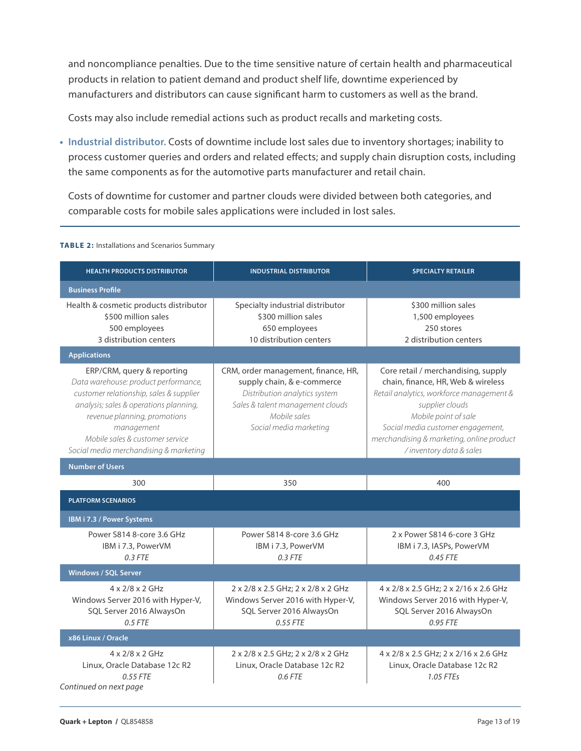and noncompliance penalties. Due to the time sensitive nature of certain health and pharmaceutical products in relation to patient demand and product shelf life, downtime experienced by manufacturers and distributors can cause significant harm to customers as well as the brand.

Costs may also include remedial actions such as product recalls and marketing costs.

- **Industrial distributor.** Costs of downtime include lost sales due to inventory shortages; inability to process customer queries and orders and related effects; and supply chain disruption costs, including the same components as for the automotive parts manufacturer and retail chain.

  Costs of downtime for customer and partner clouds were divided between both categories, and comparable costs for mobile sales applications were included in lost sales.

**TABLE 2:** Installations and Scenarios Summary

| HEALTH PRODUCTS DISTRIBUTOR | INDUSTRIAL DISTRIBUTOR | SPECIALTY RETAILER |
|---|---|---|
| **Business Profile** | | |
| Health & cosmetic products distributor<br>$500 million sales<br>500 employees<br>3 distribution centers | Specialty industrial distributor<br>$300 million sales<br>650 employees<br>10 distribution centers | $300 million sales<br>1,500 employees<br>250 stores<br>2 distribution centers |
| **Applications** | | |
| ERP/CRM, query & reporting<br>*Data warehouse: product performance, customer relationship, sales & supplier analysis; sales & operations planning, revenue planning, promotions management*<br>*Mobile sales & customer service*<br>*Social media merchandising & marketing* | CRM, order management, finance, HR, supply chain, & e-commerce<br>*Distribution analytics system*<br>*Sales & talent management clouds*<br>*Mobile sales*<br>*Social media marketing* | Core retail / merchandising, supply chain, finance, HR, Web & wireless<br>*Retail analytics, workforce management & supplier clouds*<br>*Mobile point of sale*<br>*Social media customer engagement, merchandising & marketing, online product / inventory data & sales* |
| **Number of Users** | | |
| 300 | 350 | 400 |
| **PLATFORM SCENARIOS** | | |
| **IBM i 7.3 / Power Systems** | | |
| Power S814 8-core 3.6 GHz<br>IBM i 7.3, PowerVM<br>*0.3 FTE* | Power S814 8-core 3.6 GHz<br>IBM i 7.3, PowerVM<br>*0.3 FTE* | 2 x Power S814 6-core 3 GHz<br>IBM i 7.3, IASPs, PowerVM<br>*0.45 FTE* |
| **Windows / SQL Server** | | |
| 4 x 2/8 x 2 GHz<br>Windows Server 2016 with Hyper-V, SQL Server 2016 AlwaysOn<br>*0.5 FTE* | 2 x 2/8 x 2.5 GHz; 2 x 2/8 x 2 GHz<br>Windows Server 2016 with Hyper-V, SQL Server 2016 AlwaysOn<br>*0.55 FTE* | 4 x 2/8 x 2.5 GHz; 2 x 2/16 x 2.6 GHz<br>Windows Server 2016 with Hyper-V, SQL Server 2016 AlwaysOn<br>*0.95 FTE* |
| **x86 Linux / Oracle** | | |
| 4 x 2/8 x 2 GHz<br>Linux, Oracle Database 12c R2<br>*0.55 FTE* | 2 x 2/8 x 2.5 GHz; 2 x 2/8 x 2 GHz<br>Linux, Oracle Database 12c R2<br>*0.6 FTE* | 4 x 2/8 x 2.5 GHz; 2 x 2/16 x 2.6 GHz<br>Linux, Oracle Database 12c R2<br>*1.05 FTEs* |

*Continued on next page*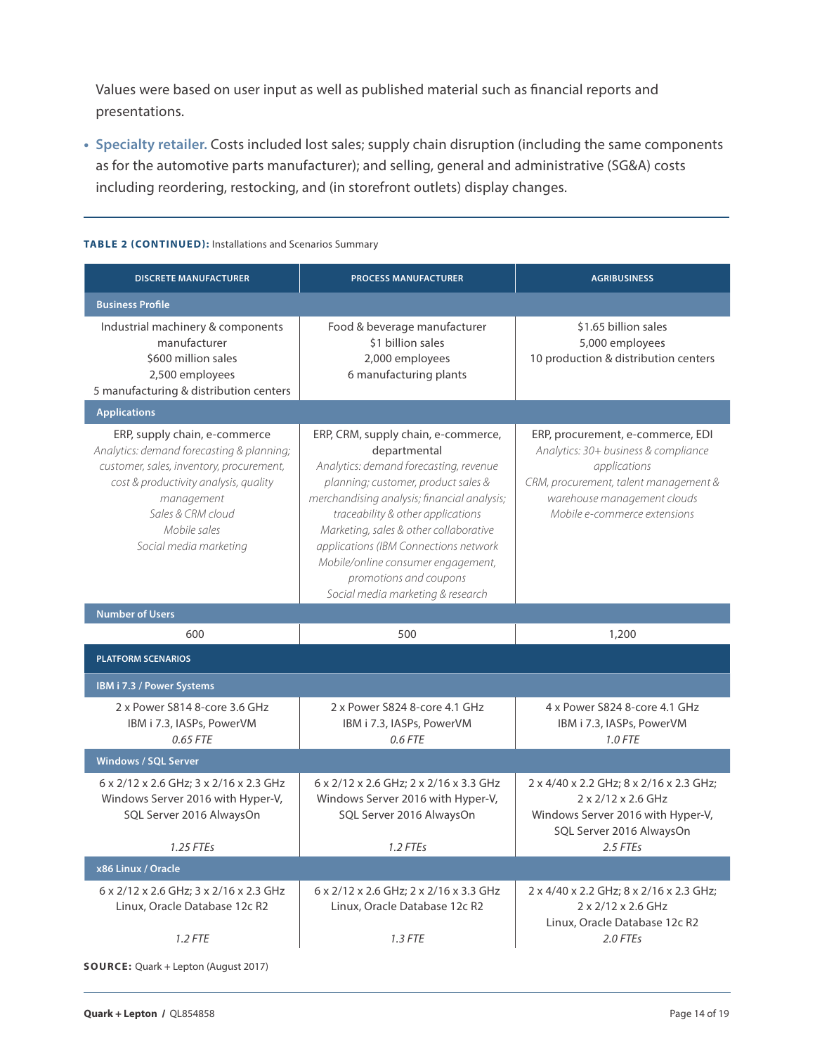Values were based on user input as well as published material such as financial reports and presentations.

- **Specialty retailer.** Costs included lost sales; supply chain disruption (including the same components as for the automotive parts manufacturer); and selling, general and administrative (SG&A) costs including reordering, restocking, and (in storefront outlets) display changes.

**TABLE 2 (CONTINUED):** Installations and Scenarios Summary

| DISCRETE MANUFACTURER | PROCESS MANUFACTURER | AGRIBUSINESS |
|---|---|---|
| **Business Profile** | | |
| Industrial machinery & components manufacturer<br>$600 million sales<br>2,500 employees<br>5 manufacturing & distribution centers | Food & beverage manufacturer<br>$1 billion sales<br>2,000 employees<br>6 manufacturing plants | $1.65 billion sales<br>5,000 employees<br>10 production & distribution centers |
| **Applications** | | |
| ERP, supply chain, e-commerce<br>*Analytics: demand forecasting & planning; customer, sales, inventory, procurement, cost & productivity analysis, quality management*<br>*Sales & CRM cloud*<br>*Mobile sales*<br>*Social media marketing* | ERP, CRM, supply chain, e-commerce, departmental<br>*Analytics: demand forecasting, revenue planning; customer, product sales & merchandising analysis; financial analysis; traceability & other applications*<br>*Marketing, sales & other collaborative applications (IBM Connections network*<br>*Mobile/online consumer engagement, promotions and coupons*<br>*Social media marketing & research* | ERP, procurement, e-commerce, EDI<br>*Analytics: 30+ business & compliance applications*<br>*CRM, procurement, talent management & warehouse management clouds*<br>*Mobile e-commerce extensions* |
| **Number of Users** | | |
| 600 | 500 | 1,200 |
| **PLATFORM SCENARIOS** | | |
| **IBM i 7.3 / Power Systems** | | |
| 2 x Power S814 8-core 3.6 GHz<br>IBM i 7.3, IASPs, PowerVM<br>*0.65 FTE* | 2 x Power S824 8-core 4.1 GHz<br>IBM i 7.3, IASPs, PowerVM<br>*0.6 FTE* | 4 x Power S824 8-core 4.1 GHz<br>IBM i 7.3, IASPs, PowerVM<br>*1.0 FTE* |
| **Windows / SQL Server** | | |
| 6 x 2/12 x 2.6 GHz; 3 x 2/16 x 2.3 GHz<br>Windows Server 2016 with Hyper-V, SQL Server 2016 AlwaysOn<br>*1.25 FTEs* | 6 x 2/12 x 2.6 GHz; 2 x 2/16 x 3.3 GHz<br>Windows Server 2016 with Hyper-V, SQL Server 2016 AlwaysOn<br>*1.2 FTEs* | 2 x 4/40 x 2.2 GHz; 8 x 2/16 x 2.3 GHz; 2 x 2/12 x 2.6 GHz<br>Windows Server 2016 with Hyper-V, SQL Server 2016 AlwaysOn<br>*2.5 FTEs* |
| **x86 Linux / Oracle** | | |
| 6 x 2/12 x 2.6 GHz; 3 x 2/16 x 2.3 GHz<br>Linux, Oracle Database 12c R2<br>*1.2 FTE* | 6 x 2/12 x 2.6 GHz; 2 x 2/16 x 3.3 GHz<br>Linux, Oracle Database 12c R2<br>*1.3 FTE* | 2 x 4/40 x 2.2 GHz; 8 x 2/16 x 2.3 GHz; 2 x 2/12 x 2.6 GHz<br>Linux, Oracle Database 12c R2<br>*2.0 FTEs* |

**SOURCE:** Quark + Lepton (August 2017)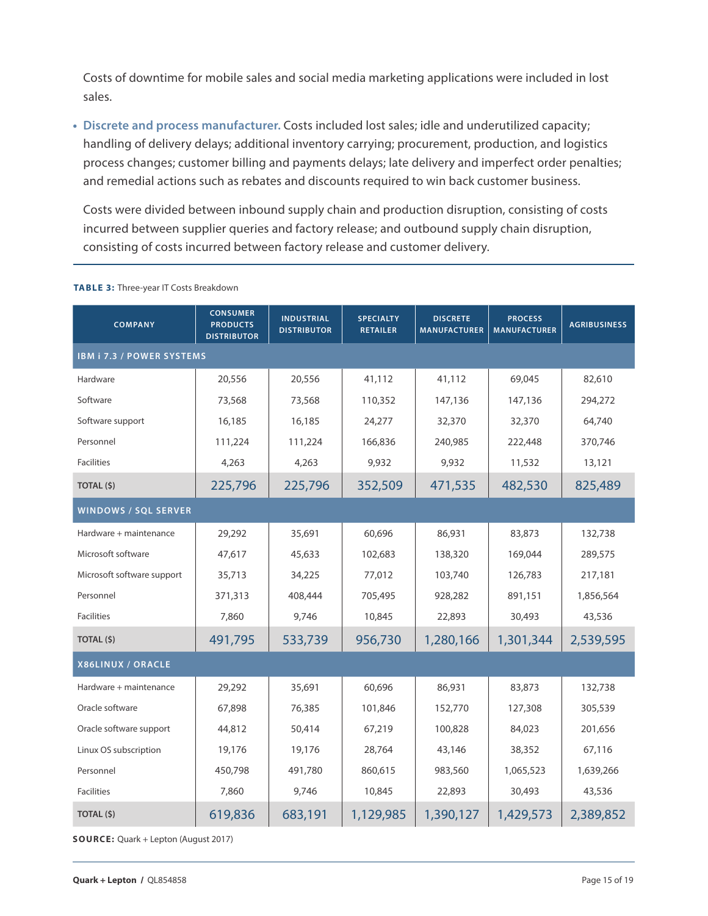Costs of downtime for mobile sales and social media marketing applications were included in lost sales.

- **Discrete and process manufacturer.** Costs included lost sales; idle and underutilized capacity; handling of delivery delays; additional inventory carrying; procurement, production, and logistics process changes; customer billing and payments delays; late delivery and imperfect order penalties; and remedial actions such as rebates and discounts required to win back customer business.

  Costs were divided between inbound supply chain and production disruption, consisting of costs incurred between supplier queries and factory release; and outbound supply chain disruption, consisting of costs incurred between factory release and customer delivery.

**TABLE 3:** Three-year IT Costs Breakdown

| COMPANY | CONSUMER PRODUCTS DISTRIBUTOR | INDUSTRIAL DISTRIBUTOR | SPECIALTY RETAILER | DISCRETE MANUFACTURER | PROCESS MANUFACTURER | AGRIBUSINESS |
|---|---|---|---|---|---|---|
| **IBM i 7.3 / POWER SYSTEMS** | | | | | | |
| Hardware | 20,556 | 20,556 | 41,112 | 41,112 | 69,045 | 82,610 |
| Software | 73,568 | 73,568 | 110,352 | 147,136 | 147,136 | 294,272 |
| Software support | 16,185 | 16,185 | 24,277 | 32,370 | 32,370 | 64,740 |
| Personnel | 111,224 | 111,224 | 166,836 | 240,985 | 222,448 | 370,746 |
| Facilities | 4,263 | 4,263 | 9,932 | 9,932 | 11,532 | 13,121 |
| **TOTAL ($)** | 225,796 | 225,796 | 352,509 | 471,535 | 482,530 | 825,489 |
| **WINDOWS / SQL SERVER** | | | | | | |
| Hardware + maintenance | 29,292 | 35,691 | 60,696 | 86,931 | 83,873 | 132,738 |
| Microsoft software | 47,617 | 45,633 | 102,683 | 138,320 | 169,044 | 289,575 |
| Microsoft software support | 35,713 | 34,225 | 77,012 | 103,740 | 126,783 | 217,181 |
| Personnel | 371,313 | 408,444 | 705,495 | 928,282 | 891,151 | 1,856,564 |
| Facilities | 7,860 | 9,746 | 10,845 | 22,893 | 30,493 | 43,536 |
| **TOTAL ($)** | 491,795 | 533,739 | 956,730 | 1,280,166 | 1,301,344 | 2,539,595 |
| **X86LINUX / ORACLE** | | | | | | |
| Hardware + maintenance | 29,292 | 35,691 | 60,696 | 86,931 | 83,873 | 132,738 |
| Oracle software | 67,898 | 76,385 | 101,846 | 152,770 | 127,308 | 305,539 |
| Oracle software support | 44,812 | 50,414 | 67,219 | 100,828 | 84,023 | 201,656 |
| Linux OS subscription | 19,176 | 19,176 | 28,764 | 43,146 | 38,352 | 67,116 |
| Personnel | 450,798 | 491,780 | 860,615 | 983,560 | 1,065,523 | 1,639,266 |
| Facilities | 7,860 | 9,746 | 10,845 | 22,893 | 30,493 | 43,536 |
| **TOTAL ($)** | 619,836 | 683,191 | 1,129,985 | 1,390,127 | 1,429,573 | 2,389,852 |

**SOURCE:** Quark + Lepton (August 2017)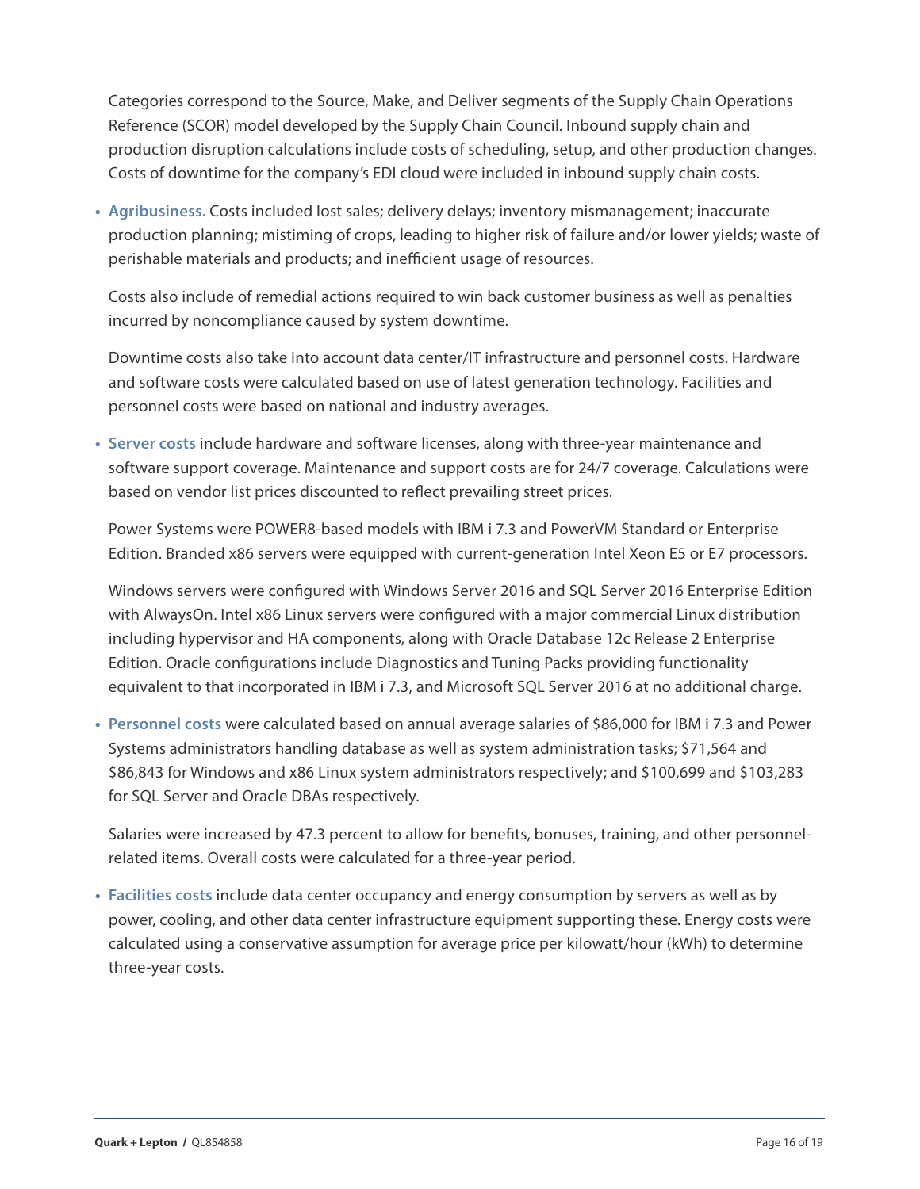Categories correspond to the Source, Make, and Deliver segments of the Supply Chain Operations Reference (SCOR) model developed by the Supply Chain Council. Inbound supply chain and production disruption calculations include costs of scheduling, setup, and other production changes. Costs of downtime for the company's EDI cloud were included in inbound supply chain costs.

- **Agribusiness.** Costs included lost sales; delivery delays; inventory mismanagement; inaccurate production planning; mistiming of crops, leading to higher risk of failure and/or lower yields; waste of perishable materials and products; and inefficient usage of resources.

  Costs also include of remedial actions required to win back customer business as well as penalties incurred by noncompliance caused by system downtime.

  Downtime costs also take into account data center/IT infrastructure and personnel costs. Hardware and software costs were calculated based on use of latest generation technology. Facilities and personnel costs were based on national and industry averages.

- **Server costs** include hardware and software licenses, along with three-year maintenance and software support coverage. Maintenance and support costs are for 24/7 coverage. Calculations were based on vendor list prices discounted to reflect prevailing street prices.

  Power Systems were POWER8-based models with IBM i 7.3 and PowerVM Standard or Enterprise Edition. Branded x86 servers were equipped with current-generation Intel Xeon E5 or E7 processors.

  Windows servers were configured with Windows Server 2016 and SQL Server 2016 Enterprise Edition with AlwaysOn. Intel x86 Linux servers were configured with a major commercial Linux distribution including hypervisor and HA components, along with Oracle Database 12c Release 2 Enterprise Edition. Oracle configurations include Diagnostics and Tuning Packs providing functionality equivalent to that incorporated in IBM i 7.3, and Microsoft SQL Server 2016 at no additional charge.

- **Personnel costs** were calculated based on annual average salaries of $86,000 for IBM i 7.3 and Power Systems administrators handling database as well as system administration tasks; $71,564 and $86,843 for Windows and x86 Linux system administrators respectively; and $100,699 and $103,283 for SQL Server and Oracle DBAs respectively.

  Salaries were increased by 47.3 percent to allow for benefits, bonuses, training, and other personnel-related items. Overall costs were calculated for a three-year period.

- **Facilities costs** include data center occupancy and energy consumption by servers as well as by power, cooling, and other data center infrastructure equipment supporting these. Energy costs were calculated using a conservative assumption for average price per kilowatt/hour (kWh) to determine three-year costs.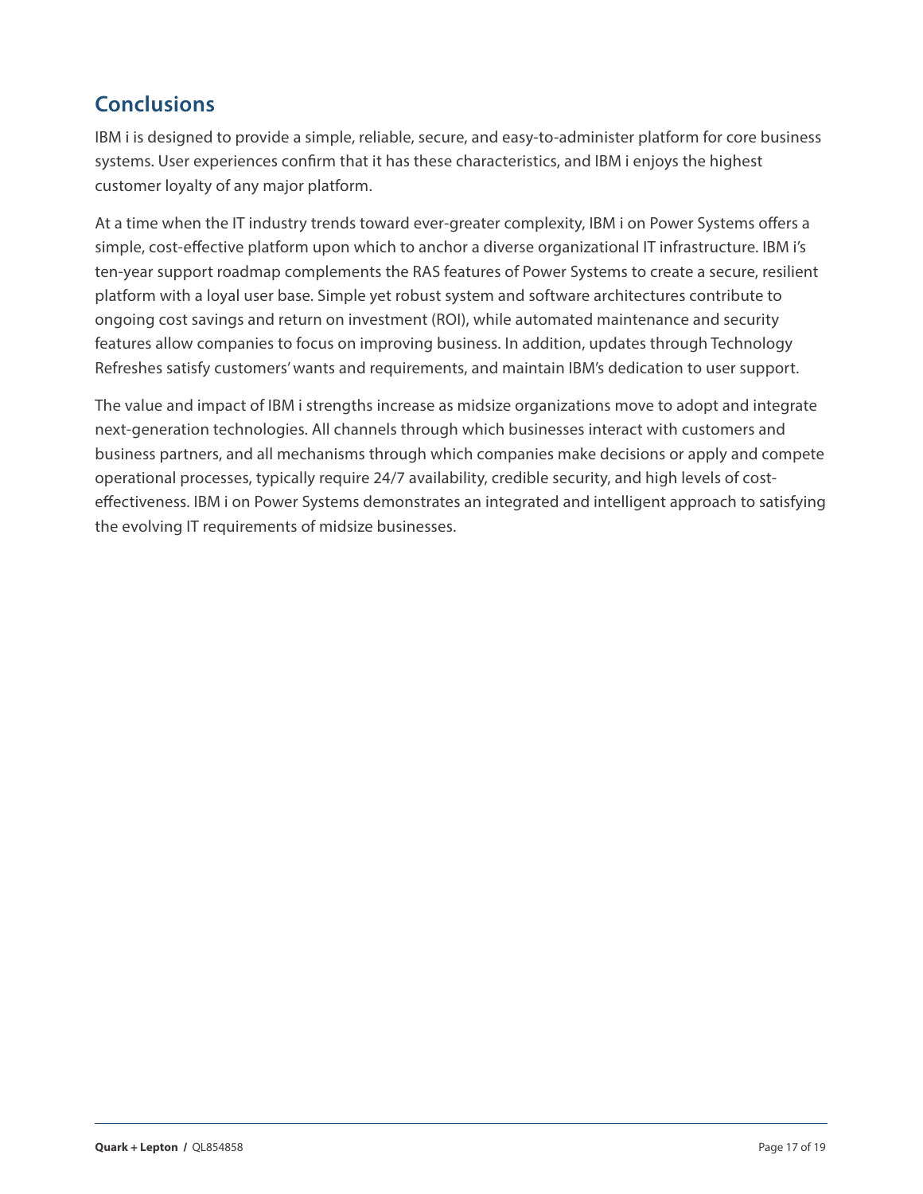## Conclusions

IBM i is designed to provide a simple, reliable, secure, and easy-to-administer platform for core business systems. User experiences confirm that it has these characteristics, and IBM i enjoys the highest customer loyalty of any major platform.

At a time when the IT industry trends toward ever-greater complexity, IBM i on Power Systems offers a simple, cost-effective platform upon which to anchor a diverse organizational IT infrastructure. IBM i's ten-year support roadmap complements the RAS features of Power Systems to create a secure, resilient platform with a loyal user base. Simple yet robust system and software architectures contribute to ongoing cost savings and return on investment (ROI), while automated maintenance and security features allow companies to focus on improving business. In addition, updates through Technology Refreshes satisfy customers' wants and requirements, and maintain IBM's dedication to user support.

The value and impact of IBM i strengths increase as midsize organizations move to adopt and integrate next-generation technologies. All channels through which businesses interact with customers and business partners, and all mechanisms through which companies make decisions or apply and compete operational processes, typically require 24/7 availability, credible security, and high levels of cost-effectiveness. IBM i on Power Systems demonstrates an integrated and intelligent approach to satisfying the evolving IT requirements of midsize businesses.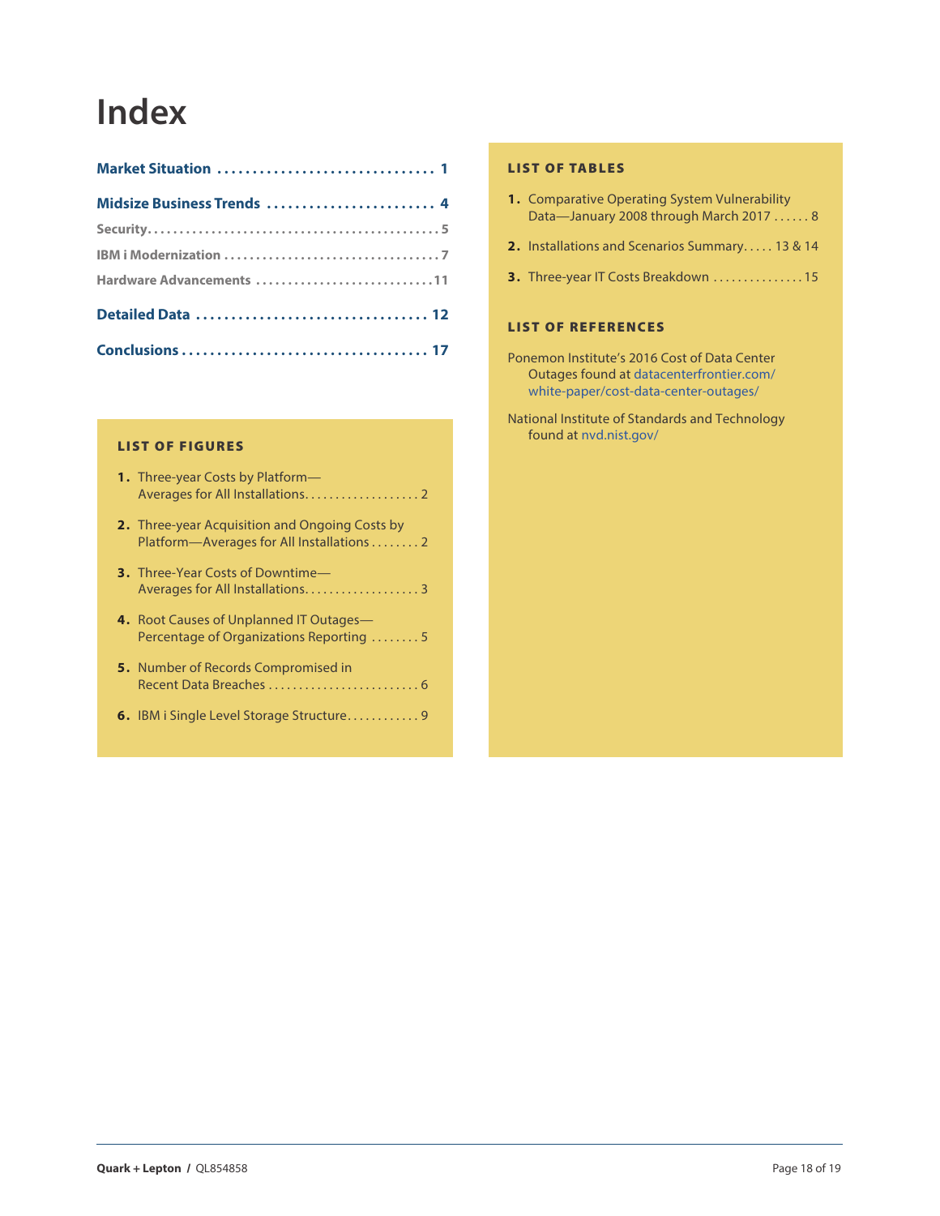# Index

**Market Situation** .............................. 1

**Midsize Business Trends** ........................ 4

Security............................................. 5

IBM i Modernization ................................. 7

Hardware Advancements ............................ 11

**Detailed Data** ................................ 12

**Conclusions** .................................. 17

### LIST OF FIGURES

1. Three-year Costs by Platform—Averages for All Installations.................. 2
2. Three-year Acquisition and Ongoing Costs by Platform—Averages for All Installations ........ 2
3. Three-Year Costs of Downtime—Averages for All Installations.................. 3
4. Root Causes of Unplanned IT Outages—Percentage of Organizations Reporting ........ 5
5. Number of Records Compromised in Recent Data Breaches ......................... 6
6. IBM i Single Level Storage Structure............ 9

### LIST OF TABLES

1. Comparative Operating System Vulnerability Data—January 2008 through March 2017 ...... 8
2. Installations and Scenarios Summary..... 13 & 14
3. Three-year IT Costs Breakdown ............... 15

### LIST OF REFERENCES

Ponemon Institute's 2016 Cost of Data Center Outages found at datacenterfrontier.com/white-paper/cost-data-center-outages/

National Institute of Standards and Technology found at nvd.nist.gov/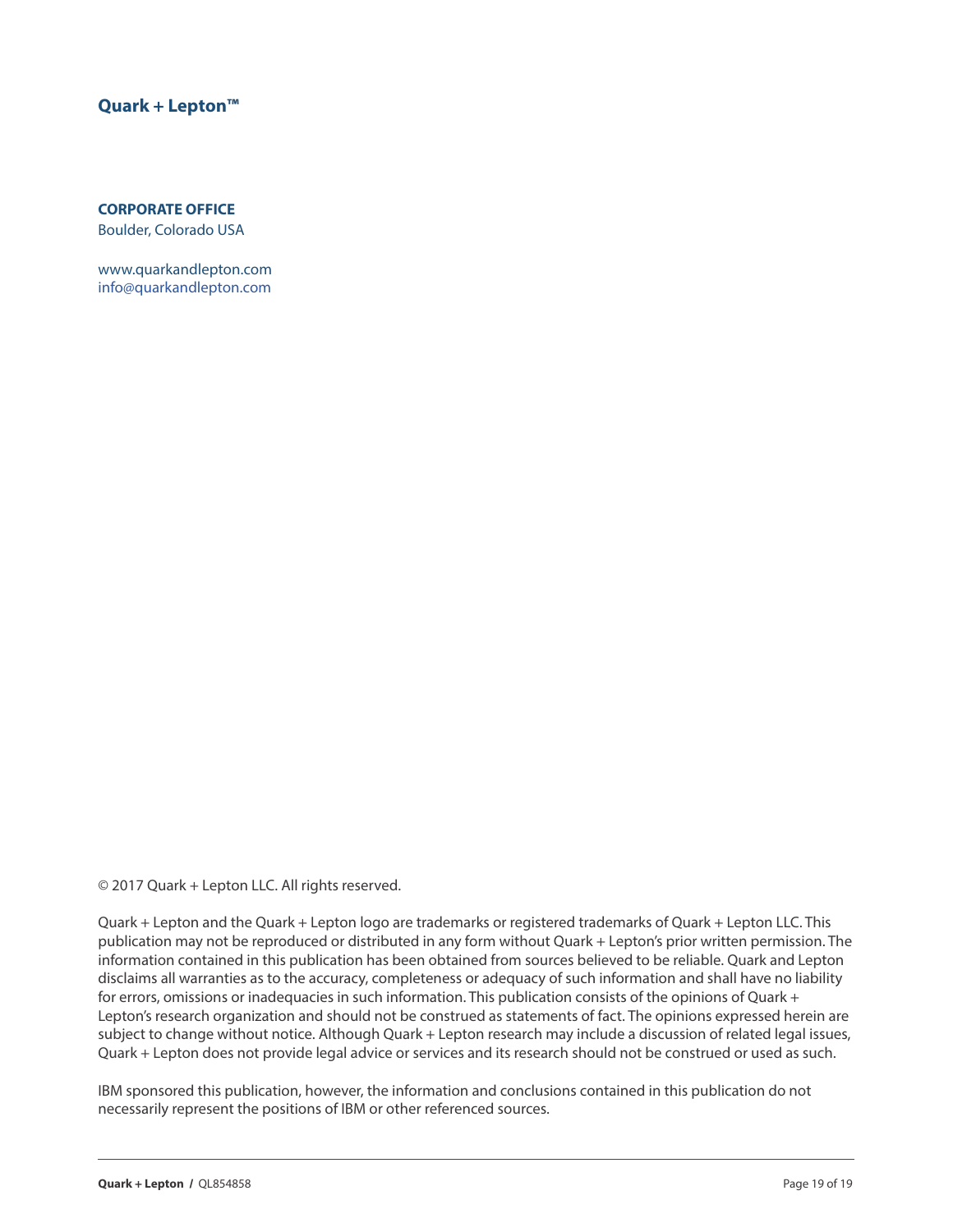**Quark + Lepton™**

**CORPORATE OFFICE**
Boulder, Colorado USA

www.quarkandlepton.com
info@quarkandlepton.com

© 2017 Quark + Lepton LLC. All rights reserved.

Quark + Lepton and the Quark + Lepton logo are trademarks or registered trademarks of Quark + Lepton LLC. This publication may not be reproduced or distributed in any form without Quark + Lepton's prior written permission. The information contained in this publication has been obtained from sources believed to be reliable. Quark and Lepton disclaims all warranties as to the accuracy, completeness or adequacy of such information and shall have no liability for errors, omissions or inadequacies in such information. This publication consists of the opinions of Quark + Lepton's research organization and should not be construed as statements of fact. The opinions expressed herein are subject to change without notice. Although Quark + Lepton research may include a discussion of related legal issues, Quark + Lepton does not provide legal advice or services and its research should not be construed or used as such.

IBM sponsored this publication, however, the information and conclusions contained in this publication do not necessarily represent the positions of IBM or other referenced sources.